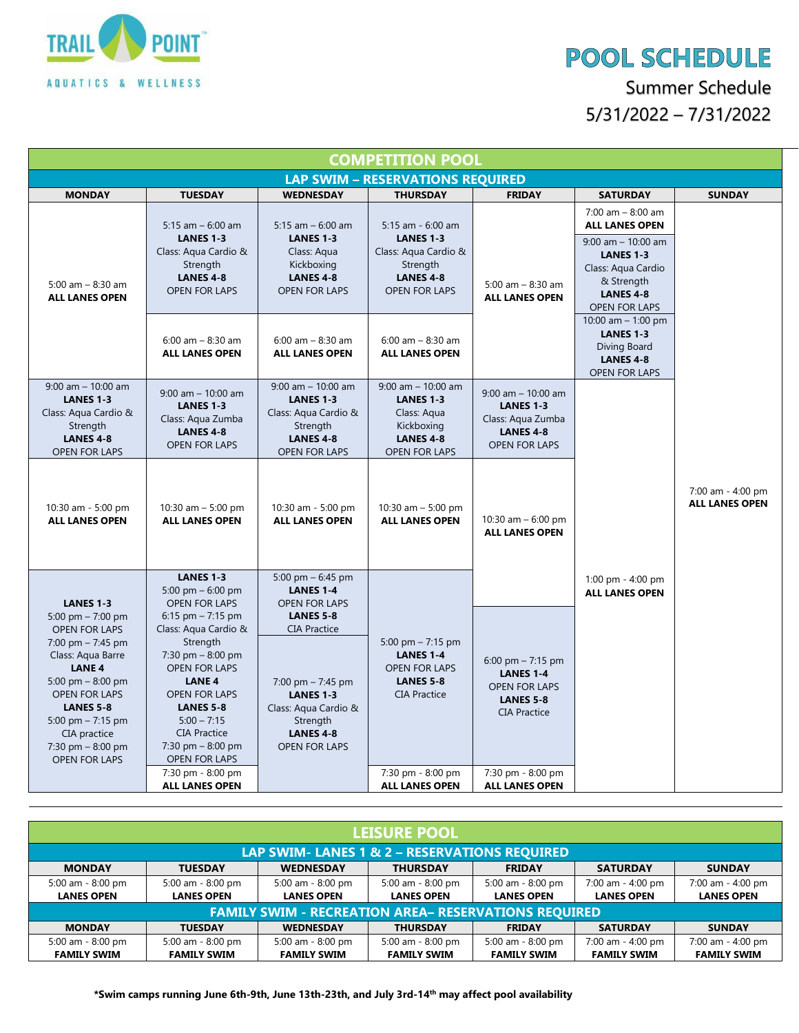TRAIL POINT AQUATICS & WELLNESS

# POOL SCHEDULE

## Summer Schedule

## 5/31/2022 – 7/31/2022

| COMPETITION POOL | | | | | | |
|---|---|---|---|---|---|---|
| **LAP SWIM – RESERVATIONS REQUIRED** | | | | | | |
| **MONDAY** | **TUESDAY** | **WEDNESDAY** | **THURSDAY** | **FRIDAY** | **SATURDAY** | **SUNDAY** |
| 5:00 am – 8:30 am **ALL LANES OPEN** | 5:15 am – 6:00 am **LANES 1-3** Class: Aqua Cardio & Strength **LANES 4-8** OPEN FOR LAPS | 5:15 am – 6:00 am **LANES 1-3** Class: Aqua Kickboxing **LANES 4-8** OPEN FOR LAPS | 5:15 am - 6:00 am **LANES 1-3** Class: Aqua Cardio & Strength **LANES 4-8** OPEN FOR LAPS | 5:00 am – 8:30 am **ALL LANES OPEN** | 7:00 am – 8:00 am **ALL LANES OPEN**<br>9:00 am – 10:00 am **LANES 1-3** Class: Aqua Cardio & Strength **LANES 4-8** OPEN FOR LAPS | 7:00 am - 4:00 pm **ALL LANES OPEN** |
| | 6:00 am – 8:30 am **ALL LANES OPEN** | 6:00 am – 8:30 am **ALL LANES OPEN** | 6:00 am – 8:30 am **ALL LANES OPEN** | | 10:00 am – 1:00 pm **LANES 1-3** Diving Board **LANES 4-8** OPEN FOR LAPS | |
| 9:00 am – 10:00 am **LANES 1-3** Class: Aqua Cardio & Strength **LANES 4-8** OPEN FOR LAPS | 9:00 am – 10:00 am **LANES 1-3** Class: Aqua Zumba **LANES 4-8** OPEN FOR LAPS | 9:00 am – 10:00 am **LANES 1-3** Class: Aqua Cardio & Strength **LANES 4-8** OPEN FOR LAPS | 9:00 am – 10:00 am **LANES 1-3** Class: Aqua Kickboxing **LANES 4-8** OPEN FOR LAPS | 9:00 am – 10:00 am **LANES 1-3** Class: Aqua Zumba **LANES 4-8** OPEN FOR LAPS | 1:00 pm - 4:00 pm **ALL LANES OPEN** | |
| 10:30 am - 5:00 pm **ALL LANES OPEN** | 10:30 am - 5:00 pm **ALL LANES OPEN** | 10:30 am - 5:00 pm **ALL LANES OPEN** | 10:30 am - 5:00 pm **ALL LANES OPEN** | 10:30 am – 6:00 pm **ALL LANES OPEN** | | |
| **LANES 1-3** 5:00 pm – 7:00 pm OPEN FOR LAPS 7:00 pm – 7:45 pm Class: Aqua Barre **LANE 4** 5:00 pm – 8:00 pm OPEN FOR LAPS **LANES 5-8** 5:00 pm – 7:15 pm CIA practice 7:30 pm – 8:00 pm OPEN FOR LAPS | **LANES 1-3** 5:00 pm – 6:00 pm OPEN FOR LAPS 6:15 pm – 7:15 pm Class: Aqua Cardio & Strength 7:30 pm – 8:00 pm OPEN FOR LAPS **LANE 4** OPEN FOR LAPS **LANES 5-8** 5:00 – 7:15 CIA Practice 7:30 pm – 8:00 pm OPEN FOR LAPS | 5:00 pm – 6:45 pm **LANES 1-4** OPEN FOR LAPS **LANES 5-8** CIA Practice<br>7:00 pm – 7:45 pm **LANES 1-3** Class: Aqua Cardio & Strength **LANES 4-8** OPEN FOR LAPS | 5:00 pm – 7:15 pm **LANES 1-4** OPEN FOR LAPS **LANES 5-8** CIA Practice | 6:00 pm – 7:15 pm **LANES 1-4** OPEN FOR LAPS **LANES 5-8** CIA Practice | | |
| | 7:30 pm - 8:00 pm **ALL LANES OPEN** | | 7:30 pm - 8:00 pm **ALL LANES OPEN** | 7:30 pm - 8:00 pm **ALL LANES OPEN** | | |

| LEISURE POOL | | | | | | |
|---|---|---|---|---|---|---|
| **LAP SWIM- LANES 1 & 2 – RESERVATIONS REQUIRED** | | | | | | |
| **MONDAY** | **TUESDAY** | **WEDNESDAY** | **THURSDAY** | **FRIDAY** | **SATURDAY** | **SUNDAY** |
| 5:00 am - 8:00 pm **LANES OPEN** | 5:00 am - 8:00 pm **LANES OPEN** | 5:00 am - 8:00 pm **LANES OPEN** | 5:00 am - 8:00 pm **LANES OPEN** | 5:00 am - 8:00 pm **LANES OPEN** | 7:00 am - 4:00 pm **LANES OPEN** | 7:00 am - 4:00 pm **LANES OPEN** |
| **FAMILY SWIM - RECREATION AREA– RESERVATIONS REQUIRED** | | | | | | |
| **MONDAY** | **TUESDAY** | **WEDNESDAY** | **THURSDAY** | **FRIDAY** | **SATURDAY** | **SUNDAY** |
| 5:00 am - 8:00 pm **FAMILY SWIM** | 5:00 am - 8:00 pm **FAMILY SWIM** | 5:00 am - 8:00 pm **FAMILY SWIM** | 5:00 am - 8:00 pm **FAMILY SWIM** | 5:00 am - 8:00 pm **FAMILY SWIM** | 7:00 am - 4:00 pm **FAMILY SWIM** | 7:00 am - 4:00 pm **FAMILY SWIM** |

**\*Swim camps running June 6th-9th, June 13th-23th, and July 3rd-14th may affect pool availability**